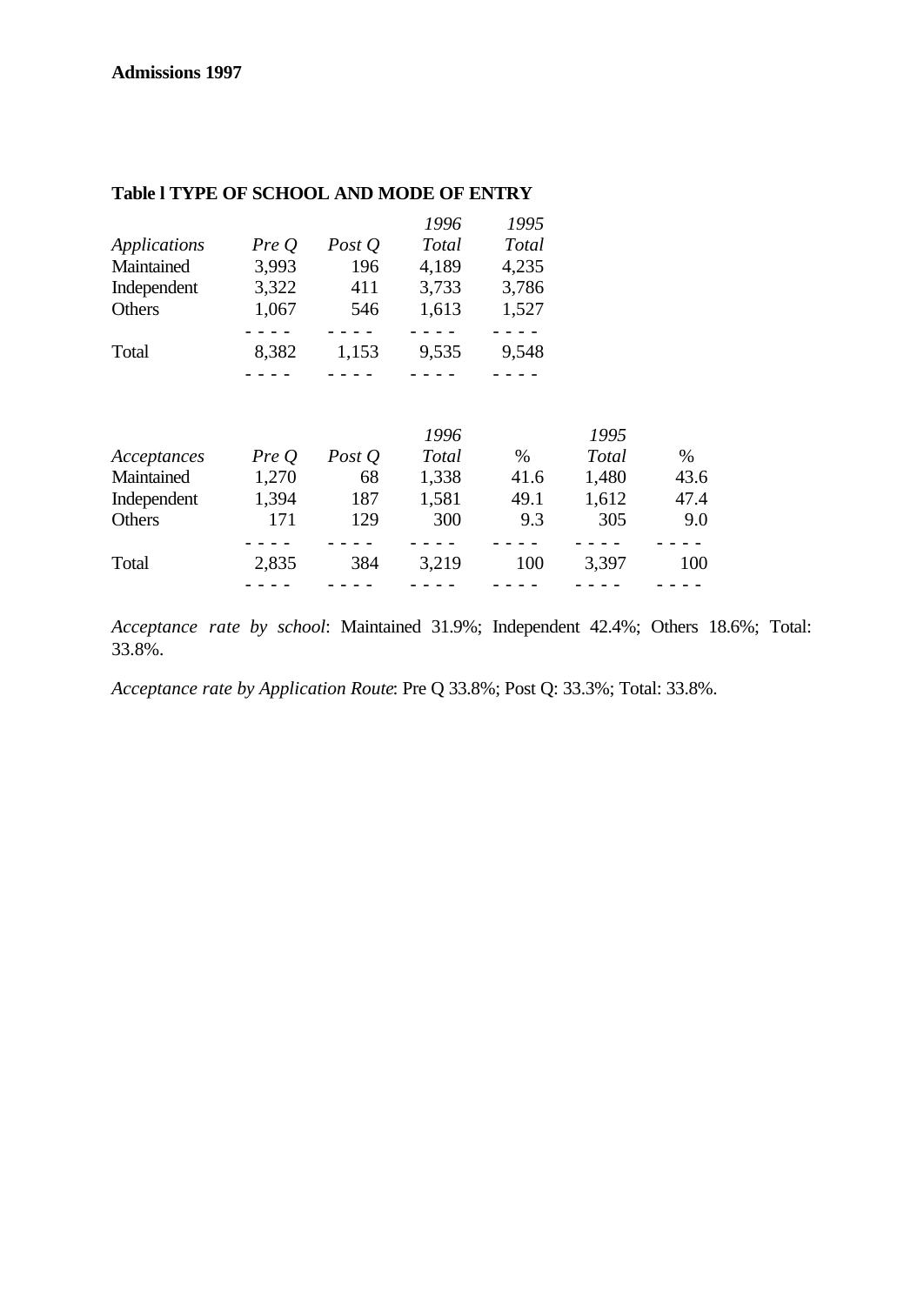**Admissions 1997**

**Table l TYPE OF SCHOOL AND MODE OF ENTRY**

| *Applications* | *Pre Q* | *Post Q* | *1996 Total* | *1995 Total* |
|---|---|---|---|---|
| Maintained | 3,993 | 196 | 4,189 | 4,235 |
| Independent | 3,322 | 411 | 3,733 | 3,786 |
| Others | 1,067 | 546 | 1,613 | 1,527 |
| Total | 8,382 | 1,153 | 9,535 | 9,548 |

| *Acceptances* | *Pre Q* | *Post Q* | *1996 Total* | % | *1995 Total* | % |
|---|---|---|---|---|---|---|
| Maintained | 1,270 | 68 | 1,338 | 41.6 | 1,480 | 43.6 |
| Independent | 1,394 | 187 | 1,581 | 49.1 | 1,612 | 47.4 |
| Others | 171 | 129 | 300 | 9.3 | 305 | 9.0 |
| Total | 2,835 | 384 | 3,219 | 100 | 3,397 | 100 |

*Acceptance rate by school*: Maintained 31.9%; Independent 42.4%; Others 18.6%; Total: 33.8%.

*Acceptance rate by Application Route*: Pre Q 33.8%; Post Q: 33.3%; Total: 33.8%.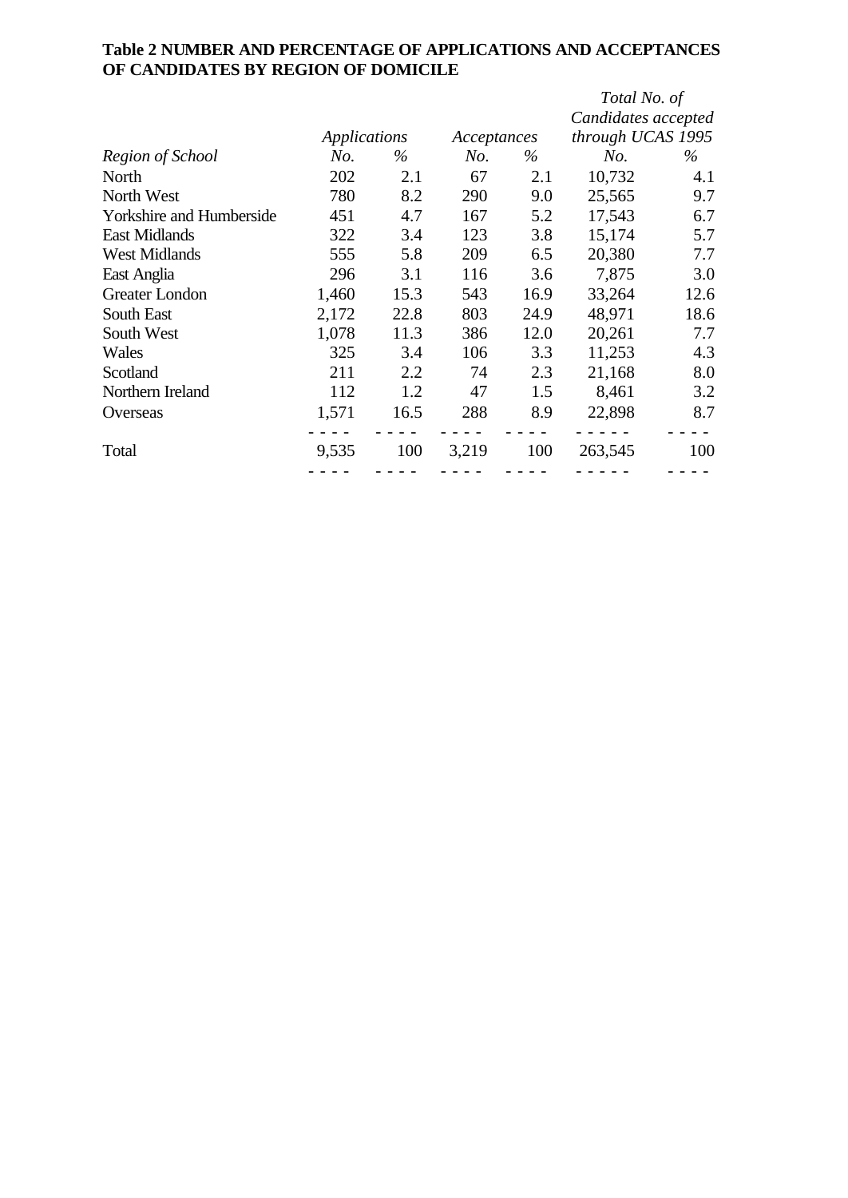**Table 2 NUMBER AND PERCENTAGE OF APPLICATIONS AND ACCEPTANCES OF CANDIDATES BY REGION OF DOMICILE**

| | *Applications* | | *Acceptances* | | *Total No. of Candidates accepted through UCAS 1995* | |
|---|---|---|---|---|---|---|
| *Region of School* | *No.* | *%* | *No.* | *%* | *No.* | *%* |
| North | 202 | 2.1 | 67 | 2.1 | 10,732 | 4.1 |
| North West | 780 | 8.2 | 290 | 9.0 | 25,565 | 9.7 |
| Yorkshire and Humberside | 451 | 4.7 | 167 | 5.2 | 17,543 | 6.7 |
| East Midlands | 322 | 3.4 | 123 | 3.8 | 15,174 | 5.7 |
| West Midlands | 555 | 5.8 | 209 | 6.5 | 20,380 | 7.7 |
| East Anglia | 296 | 3.1 | 116 | 3.6 | 7,875 | 3.0 |
| Greater London | 1,460 | 15.3 | 543 | 16.9 | 33,264 | 12.6 |
| South East | 2,172 | 22.8 | 803 | 24.9 | 48,971 | 18.6 |
| South West | 1,078 | 11.3 | 386 | 12.0 | 20,261 | 7.7 |
| Wales | 325 | 3.4 | 106 | 3.3 | 11,253 | 4.3 |
| Scotland | 211 | 2.2 | 74 | 2.3 | 21,168 | 8.0 |
| Northern Ireland | 112 | 1.2 | 47 | 1.5 | 8,461 | 3.2 |
| Overseas | 1,571 | 16.5 | 288 | 8.9 | 22,898 | 8.7 |
| Total | 9,535 | 100 | 3,219 | 100 | 263,545 | 100 |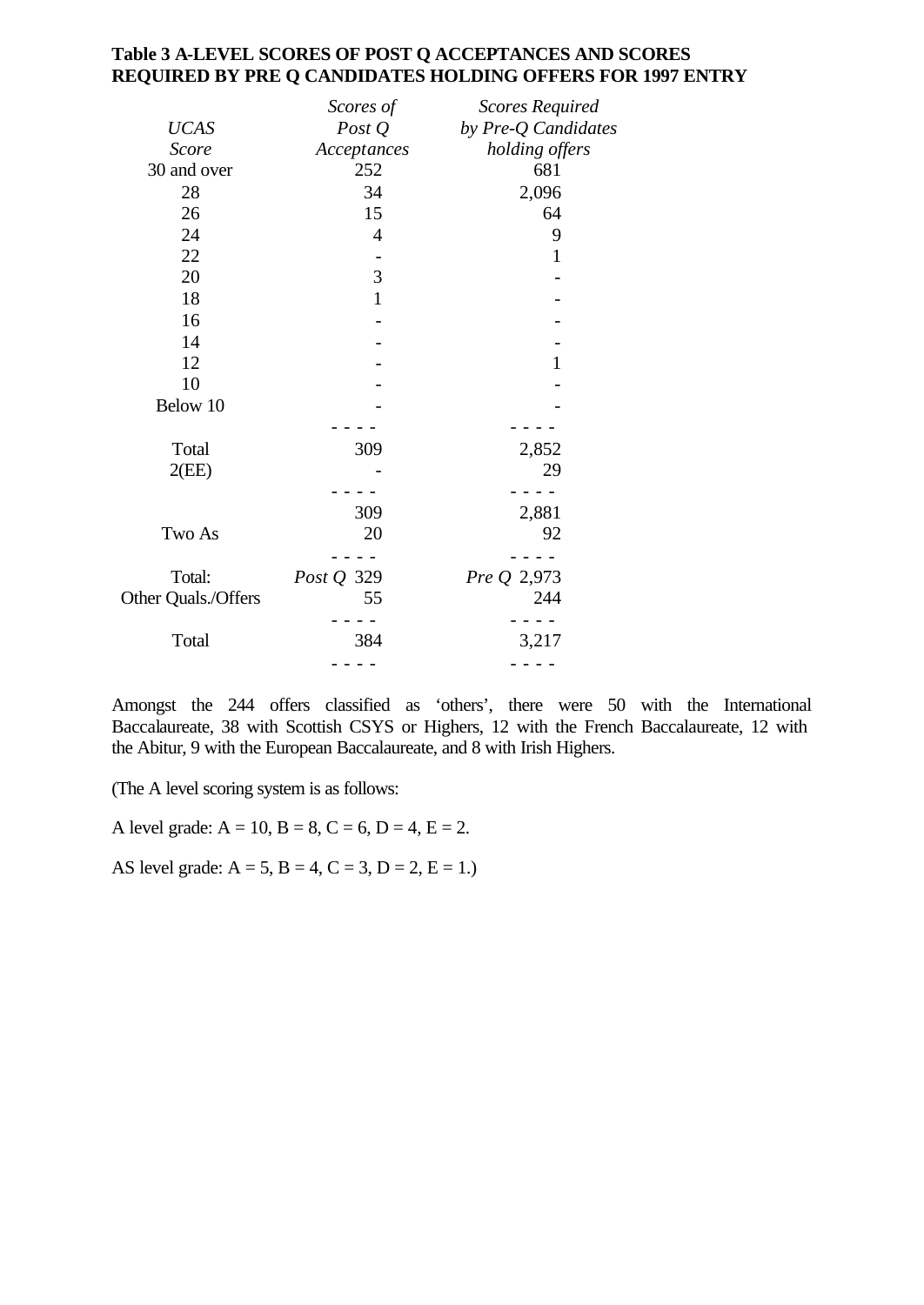**Table 3 A-LEVEL SCORES OF POST Q ACCEPTANCES AND SCORES REQUIRED BY PRE Q CANDIDATES HOLDING OFFERS FOR 1997 ENTRY**

| *UCAS Score* | *Scores of Post Q Acceptances* | *Scores Required by Pre-Q Candidates holding offers* |
|---|---|---|
| 30 and over | 252 | 681 |
| 28 | 34 | 2,096 |
| 26 | 15 | 64 |
| 24 | 4 | 9 |
| 22 | - | 1 |
| 20 | 3 | - |
| 18 | 1 | - |
| 16 | - | - |
| 14 | - | - |
| 12 | - | 1 |
| 10 | - | - |
| Below 10 | - | - |
| Total | 309 | 2,852 |
| 2(EE) | - | 29 |
| | 309 | 2,881 |
| Two As | 20 | 92 |
| Total: | *Post Q* 329 | *Pre Q* 2,973 |
| Other Quals./Offers | 55 | 244 |
| Total | 384 | 3,217 |

Amongst the 244 offers classified as 'others', there were 50 with the International Baccalaureate, 38 with Scottish CSYS or Highers, 12 with the French Baccalaureate, 12 with the Abitur, 9 with the European Baccalaureate, and 8 with Irish Highers.

(The A level scoring system is as follows:

A level grade: A = 10, B = 8, C = 6, D = 4, E = 2.

AS level grade: A = 5, B = 4, C = 3, D = 2, E = 1.)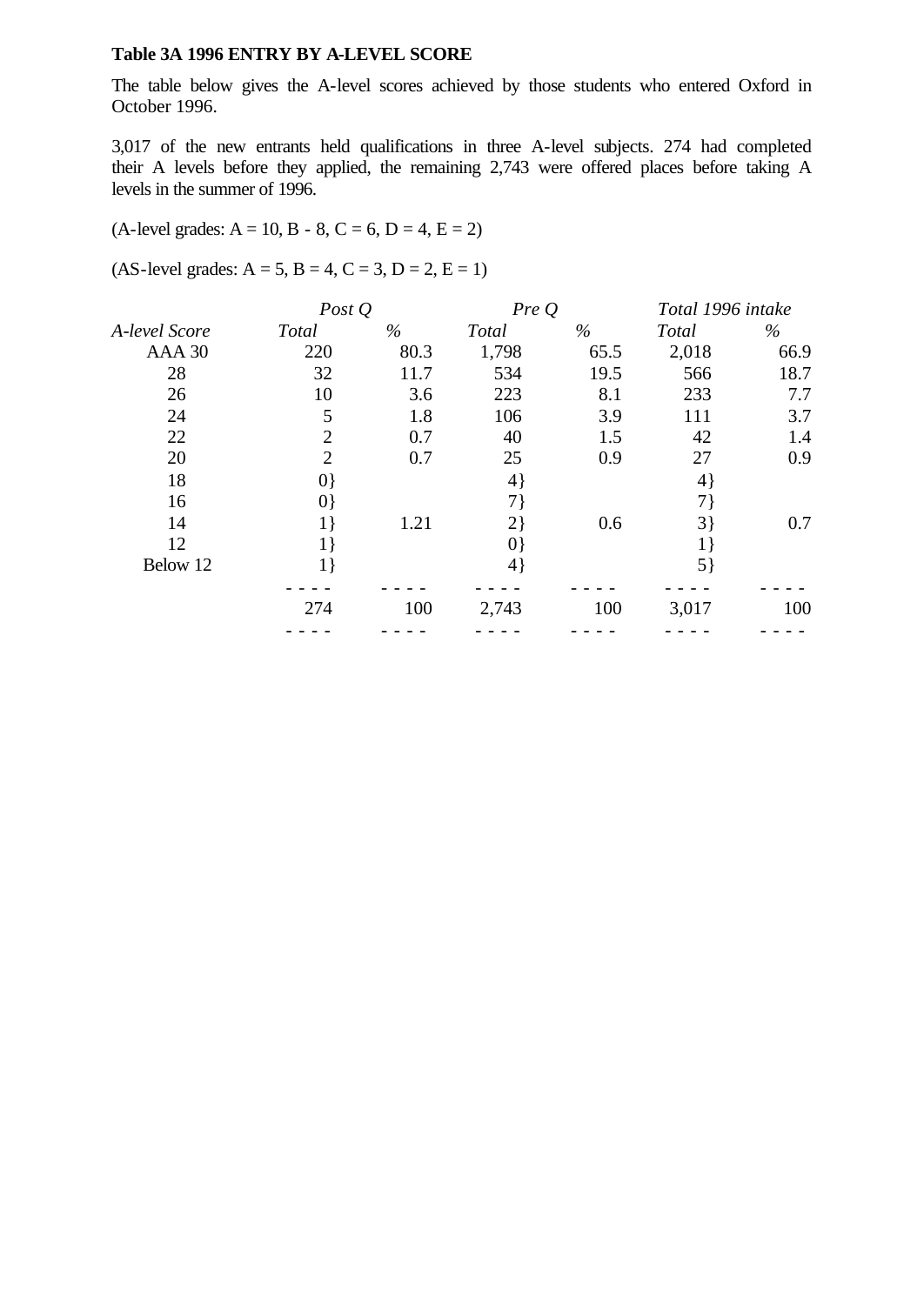**Table 3A 1996 ENTRY BY A-LEVEL SCORE**

The table below gives the A-level scores achieved by those students who entered Oxford in October 1996.

3,017 of the new entrants held qualifications in three A-level subjects. 274 had completed their A levels before they applied, the remaining 2,743 were offered places before taking A levels in the summer of 1996.

(A-level grades: A = 10, B - 8, C = 6, D = 4, E = 2)

(AS-level grades: A = 5, B = 4, C = 3, D = 2, E = 1)

| | *Post Q* | | *Pre Q* | | *Total 1996 intake* | |
|---|---|---|---|---|---|---|
| *A-level Score* | *Total* | *%* | *Total* | *%* | *Total* | *%* |
| AAA 30 | 220 | 80.3 | 1,798 | 65.5 | 2,018 | 66.9 |
| 28 | 32 | 11.7 | 534 | 19.5 | 566 | 18.7 |
| 26 | 10 | 3.6 | 223 | 8.1 | 233 | 7.7 |
| 24 | 5 | 1.8 | 106 | 3.9 | 111 | 3.7 |
| 22 | 2 | 0.7 | 40 | 1.5 | 42 | 1.4 |
| 20 | 2 | 0.7 | 25 | 0.9 | 27 | 0.9 |
| 18 | 0} | | 4} | | 4} | |
| 16 | 0} | | 7} | | 7} | |
| 14 | 1} | 1.21 | 2} | 0.6 | 3} | 0.7 |
| 12 | 1} | | 0} | | 1} | |
| Below 12 | 1} | | 4} | | 5} | |
| | 274 | 100 | 2,743 | 100 | 3,017 | 100 |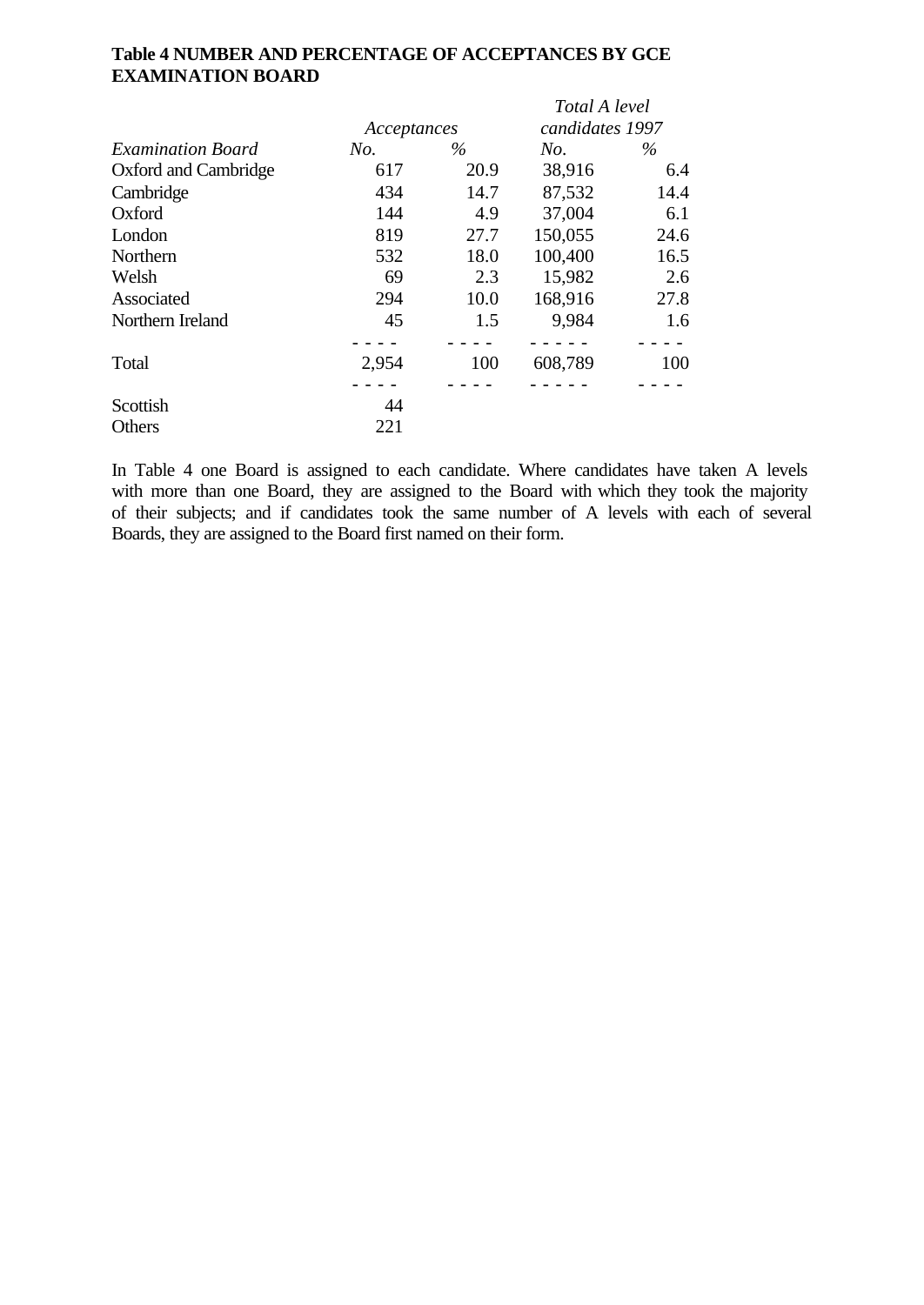**Table 4 NUMBER AND PERCENTAGE OF ACCEPTANCES BY GCE EXAMINATION BOARD**

| | *Acceptances* | | *Total A level candidates 1997* | |
|---|---|---|---|---|
| *Examination Board* | *No.* | *%* | *No.* | *%* |
| Oxford and Cambridge | 617 | 20.9 | 38,916 | 6.4 |
| Cambridge | 434 | 14.7 | 87,532 | 14.4 |
| Oxford | 144 | 4.9 | 37,004 | 6.1 |
| London | 819 | 27.7 | 150,055 | 24.6 |
| Northern | 532 | 18.0 | 100,400 | 16.5 |
| Welsh | 69 | 2.3 | 15,982 | 2.6 |
| Associated | 294 | 10.0 | 168,916 | 27.8 |
| Northern Ireland | 45 | 1.5 | 9,984 | 1.6 |
| Total | 2,954 | 100 | 608,789 | 100 |
| Scottish | 44 | | | |
| Others | 221 | | | |

In Table 4 one Board is assigned to each candidate. Where candidates have taken A levels with more than one Board, they are assigned to the Board with which they took the majority of their subjects; and if candidates took the same number of A levels with each of several Boards, they are assigned to the Board first named on their form.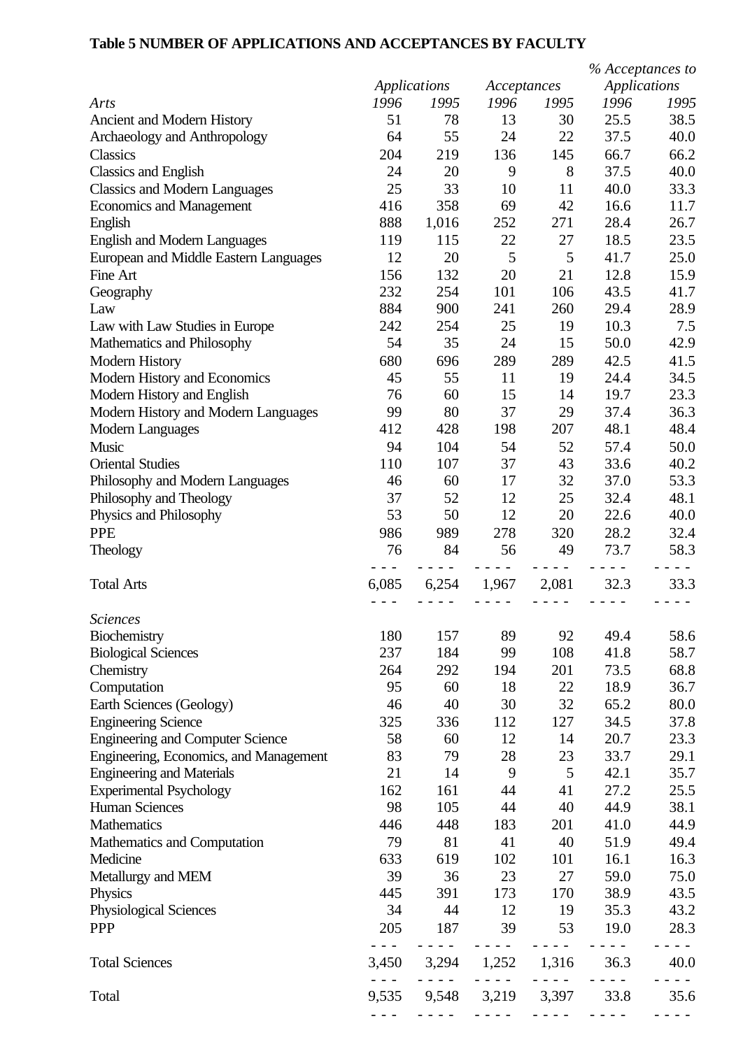**Table 5 NUMBER OF APPLICATIONS AND ACCEPTANCES BY FACULTY**

| | *Applications* | | *Acceptances* | | *% Acceptances to Applications* | |
|---|---|---|---|---|---|---|
| *Arts* | *1996* | *1995* | *1996* | *1995* | *1996* | *1995* |
| Ancient and Modern History | 51 | 78 | 13 | 30 | 25.5 | 38.5 |
| Archaeology and Anthropology | 64 | 55 | 24 | 22 | 37.5 | 40.0 |
| Classics | 204 | 219 | 136 | 145 | 66.7 | 66.2 |
| Classics and English | 24 | 20 | 9 | 8 | 37.5 | 40.0 |
| Classics and Modern Languages | 25 | 33 | 10 | 11 | 40.0 | 33.3 |
| Economics and Management | 416 | 358 | 69 | 42 | 16.6 | 11.7 |
| English | 888 | 1,016 | 252 | 271 | 28.4 | 26.7 |
| English and Modern Languages | 119 | 115 | 22 | 27 | 18.5 | 23.5 |
| European and Middle Eastern Languages | 12 | 20 | 5 | 5 | 41.7 | 25.0 |
| Fine Art | 156 | 132 | 20 | 21 | 12.8 | 15.9 |
| Geography | 232 | 254 | 101 | 106 | 43.5 | 41.7 |
| Law | 884 | 900 | 241 | 260 | 29.4 | 28.9 |
| Law with Law Studies in Europe | 242 | 254 | 25 | 19 | 10.3 | 7.5 |
| Mathematics and Philosophy | 54 | 35 | 24 | 15 | 50.0 | 42.9 |
| Modern History | 680 | 696 | 289 | 289 | 42.5 | 41.5 |
| Modern History and Economics | 45 | 55 | 11 | 19 | 24.4 | 34.5 |
| Modern History and English | 76 | 60 | 15 | 14 | 19.7 | 23.3 |
| Modern History and Modern Languages | 99 | 80 | 37 | 29 | 37.4 | 36.3 |
| Modern Languages | 412 | 428 | 198 | 207 | 48.1 | 48.4 |
| Music | 94 | 104 | 54 | 52 | 57.4 | 50.0 |
| Oriental Studies | 110 | 107 | 37 | 43 | 33.6 | 40.2 |
| Philosophy and Modern Languages | 46 | 60 | 17 | 32 | 37.0 | 53.3 |
| Philosophy and Theology | 37 | 52 | 12 | 25 | 32.4 | 48.1 |
| Physics and Philosophy | 53 | 50 | 12 | 20 | 22.6 | 40.0 |
| PPE | 986 | 989 | 278 | 320 | 28.2 | 32.4 |
| Theology | 76 | 84 | 56 | 49 | 73.7 | 58.3 |
| Total Arts | 6,085 | 6,254 | 1,967 | 2,081 | 32.3 | 33.3 |
| *Sciences* | | | | | | |
| Biochemistry | 180 | 157 | 89 | 92 | 49.4 | 58.6 |
| Biological Sciences | 237 | 184 | 99 | 108 | 41.8 | 58.7 |
| Chemistry | 264 | 292 | 194 | 201 | 73.5 | 68.8 |
| Computation | 95 | 60 | 18 | 22 | 18.9 | 36.7 |
| Earth Sciences (Geology) | 46 | 40 | 30 | 32 | 65.2 | 80.0 |
| Engineering Science | 325 | 336 | 112 | 127 | 34.5 | 37.8 |
| Engineering and Computer Science | 58 | 60 | 12 | 14 | 20.7 | 23.3 |
| Engineering, Economics, and Management | 83 | 79 | 28 | 23 | 33.7 | 29.1 |
| Engineering and Materials | 21 | 14 | 9 | 5 | 42.1 | 35.7 |
| Experimental Psychology | 162 | 161 | 44 | 41 | 27.2 | 25.5 |
| Human Sciences | 98 | 105 | 44 | 40 | 44.9 | 38.1 |
| Mathematics | 446 | 448 | 183 | 201 | 41.0 | 44.9 |
| Mathematics and Computation | 79 | 81 | 41 | 40 | 51.9 | 49.4 |
| Medicine | 633 | 619 | 102 | 101 | 16.1 | 16.3 |
| Metallurgy and MEM | 39 | 36 | 23 | 27 | 59.0 | 75.0 |
| Physics | 445 | 391 | 173 | 170 | 38.9 | 43.5 |
| Physiological Sciences | 34 | 44 | 12 | 19 | 35.3 | 43.2 |
| PPP | 205 | 187 | 39 | 53 | 19.0 | 28.3 |
| Total Sciences | 3,450 | 3,294 | 1,252 | 1,316 | 36.3 | 40.0 |
| Total | 9,535 | 9,548 | 3,219 | 3,397 | 33.8 | 35.6 |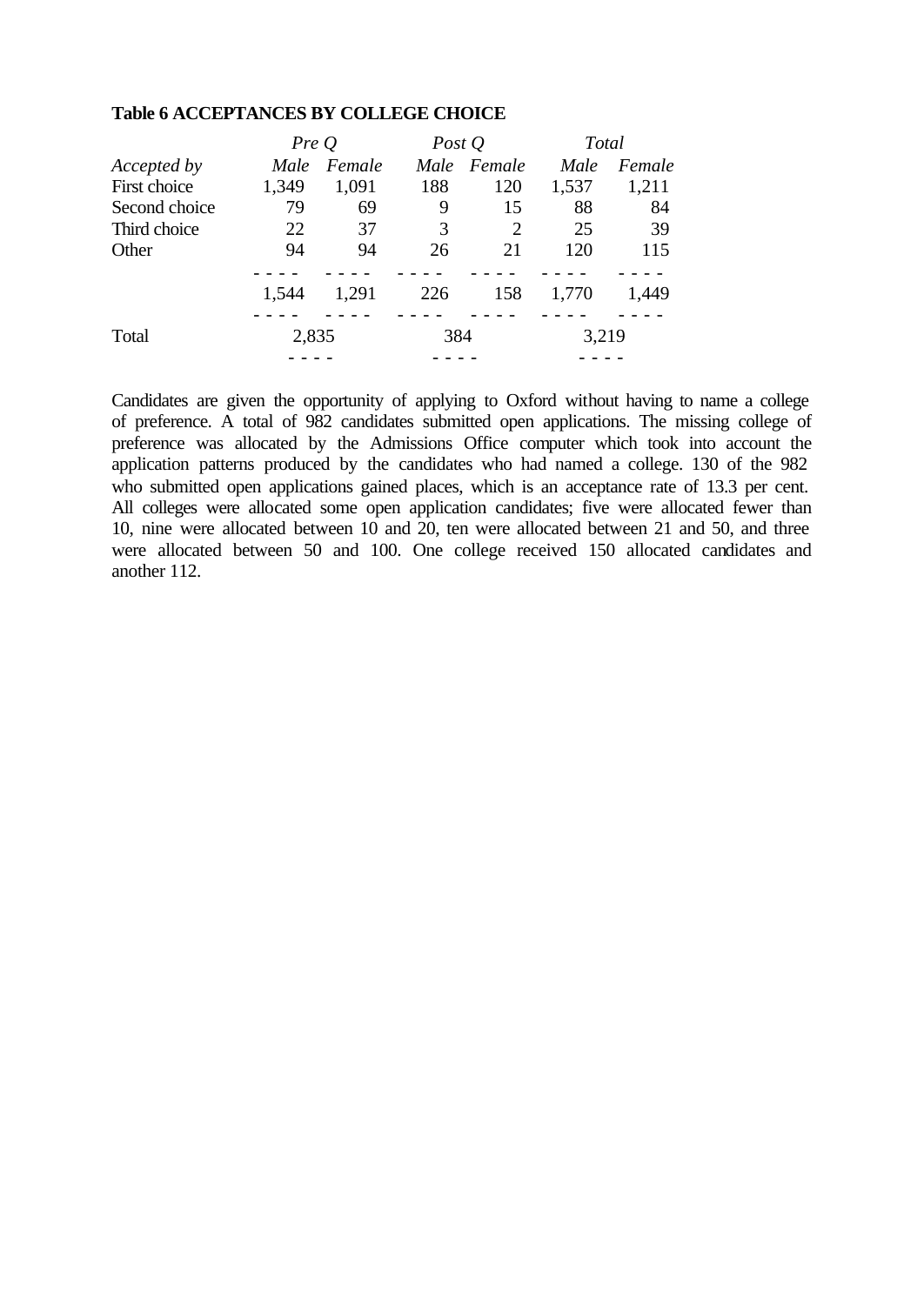**Table 6 ACCEPTANCES BY COLLEGE CHOICE**

| | *Pre Q* | | *Post Q* | | *Total* | |
|---|---|---|---|---|---|---|
| *Accepted by* | *Male* | *Female* | *Male* | *Female* | *Male* | *Female* |
| First choice | 1,349 | 1,091 | 188 | 120 | 1,537 | 1,211 |
| Second choice | 79 | 69 | 9 | 15 | 88 | 84 |
| Third choice | 22 | 37 | 3 | 2 | 25 | 39 |
| Other | 94 | 94 | 26 | 21 | 120 | 115 |
| | 1,544 | 1,291 | 226 | 158 | 1,770 | 1,449 |
| Total | 2,835 | | 384 | | 3,219 | |

Candidates are given the opportunity of applying to Oxford without having to name a college of preference. A total of 982 candidates submitted open applications. The missing college of preference was allocated by the Admissions Office computer which took into account the application patterns produced by the candidates who had named a college. 130 of the 982 who submitted open applications gained places, which is an acceptance rate of 13.3 per cent. All colleges were allocated some open application candidates; five were allocated fewer than 10, nine were allocated between 10 and 20, ten were allocated between 21 and 50, and three were allocated between 50 and 100. One college received 150 allocated candidates and another 112.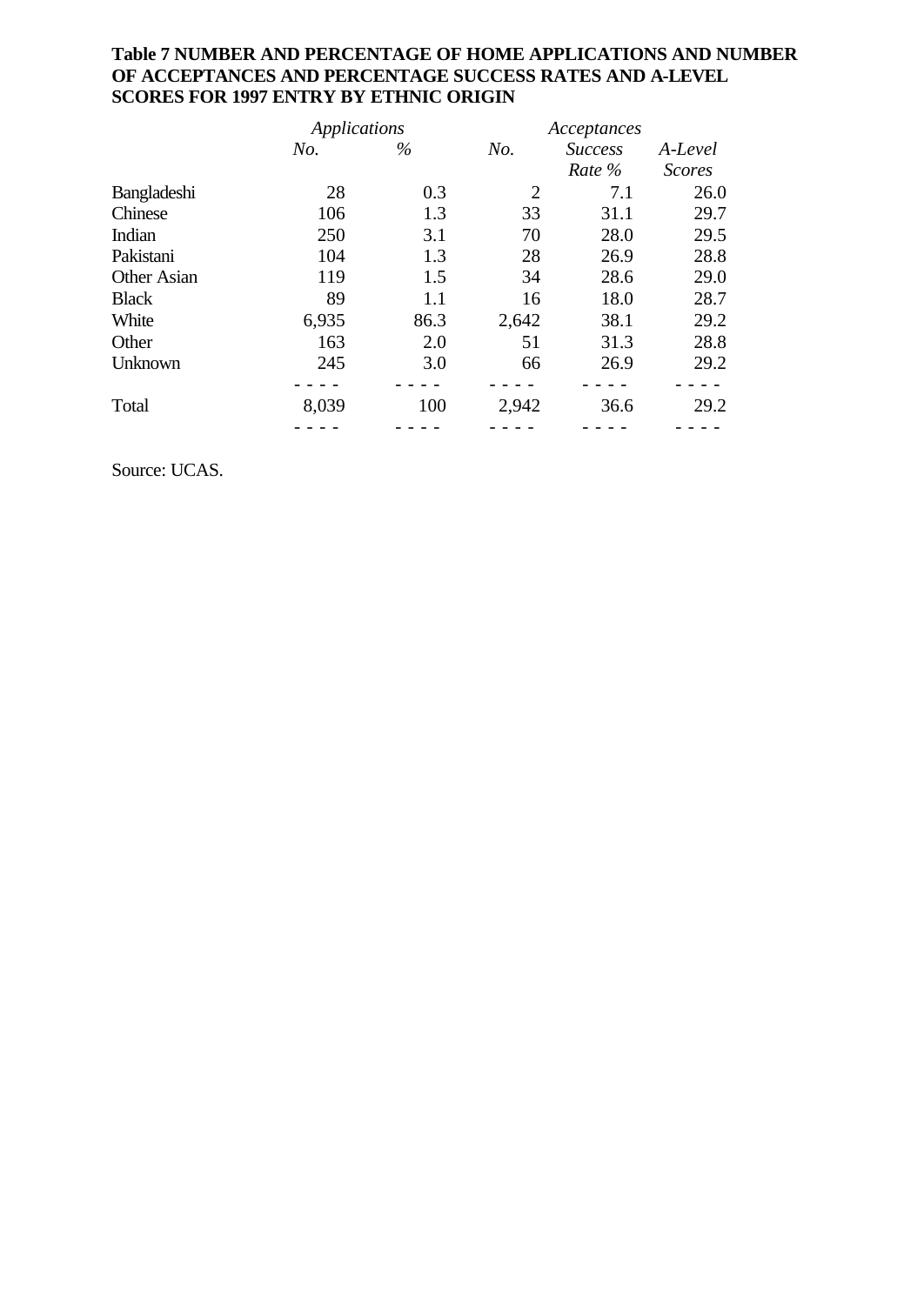**Table 7 NUMBER AND PERCENTAGE OF HOME APPLICATIONS AND NUMBER OF ACCEPTANCES AND PERCENTAGE SUCCESS RATES AND A-LEVEL SCORES FOR 1997 ENTRY BY ETHNIC ORIGIN**

| | *Applications* | | *Acceptances* | | |
|---|---|---|---|---|---|
| | *No.* | *%* | *No.* | *Success Rate %* | *A-Level Scores* |
| Bangladeshi | 28 | 0.3 | 2 | 7.1 | 26.0 |
| Chinese | 106 | 1.3 | 33 | 31.1 | 29.7 |
| Indian | 250 | 3.1 | 70 | 28.0 | 29.5 |
| Pakistani | 104 | 1.3 | 28 | 26.9 | 28.8 |
| Other Asian | 119 | 1.5 | 34 | 28.6 | 29.0 |
| Black | 89 | 1.1 | 16 | 18.0 | 28.7 |
| White | 6,935 | 86.3 | 2,642 | 38.1 | 29.2 |
| Other | 163 | 2.0 | 51 | 31.3 | 28.8 |
| Unknown | 245 | 3.0 | 66 | 26.9 | 29.2 |
| Total | 8,039 | 100 | 2,942 | 36.6 | 29.2 |

Source: UCAS.